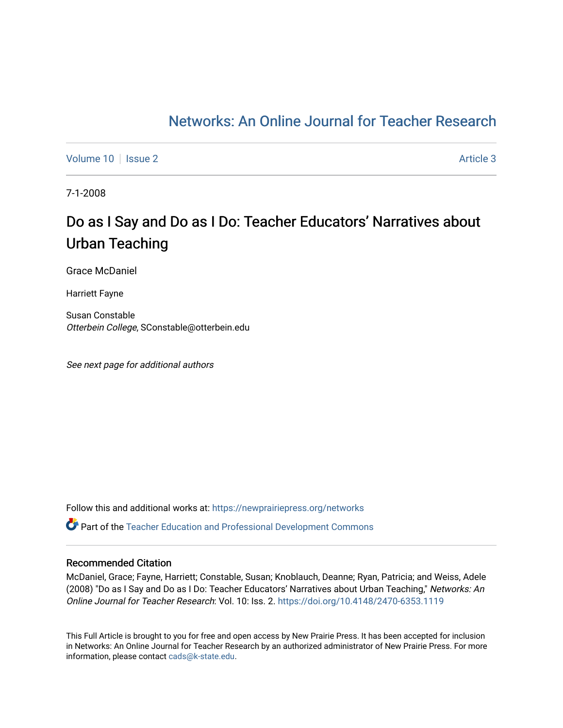Networks: An Online Journal for Teacher Research

Volume 10 | Issue 2 | Article 3

7-1-2008

# Do as I Say and Do as I Do: Teacher Educators' Narratives about Urban Teaching

Grace McDaniel

Harriett Fayne

Susan Constable
*Otterbein College*, SConstable@otterbein.edu

*See next page for additional authors*

Follow this and additional works at: https://newprairiepress.org/networks

Part of the Teacher Education and Professional Development Commons

## Recommended Citation

McDaniel, Grace; Fayne, Harriett; Constable, Susan; Knoblauch, Deanne; Ryan, Patricia; and Weiss, Adele (2008) "Do as I Say and Do as I Do: Teacher Educators' Narratives about Urban Teaching," *Networks: An Online Journal for Teacher Research*: Vol. 10: Iss. 2. https://doi.org/10.4148/2470-6353.1119

This Full Article is brought to you for free and open access by New Prairie Press. It has been accepted for inclusion in Networks: An Online Journal for Teacher Research by an authorized administrator of New Prairie Press. For more information, please contact cads@k-state.edu.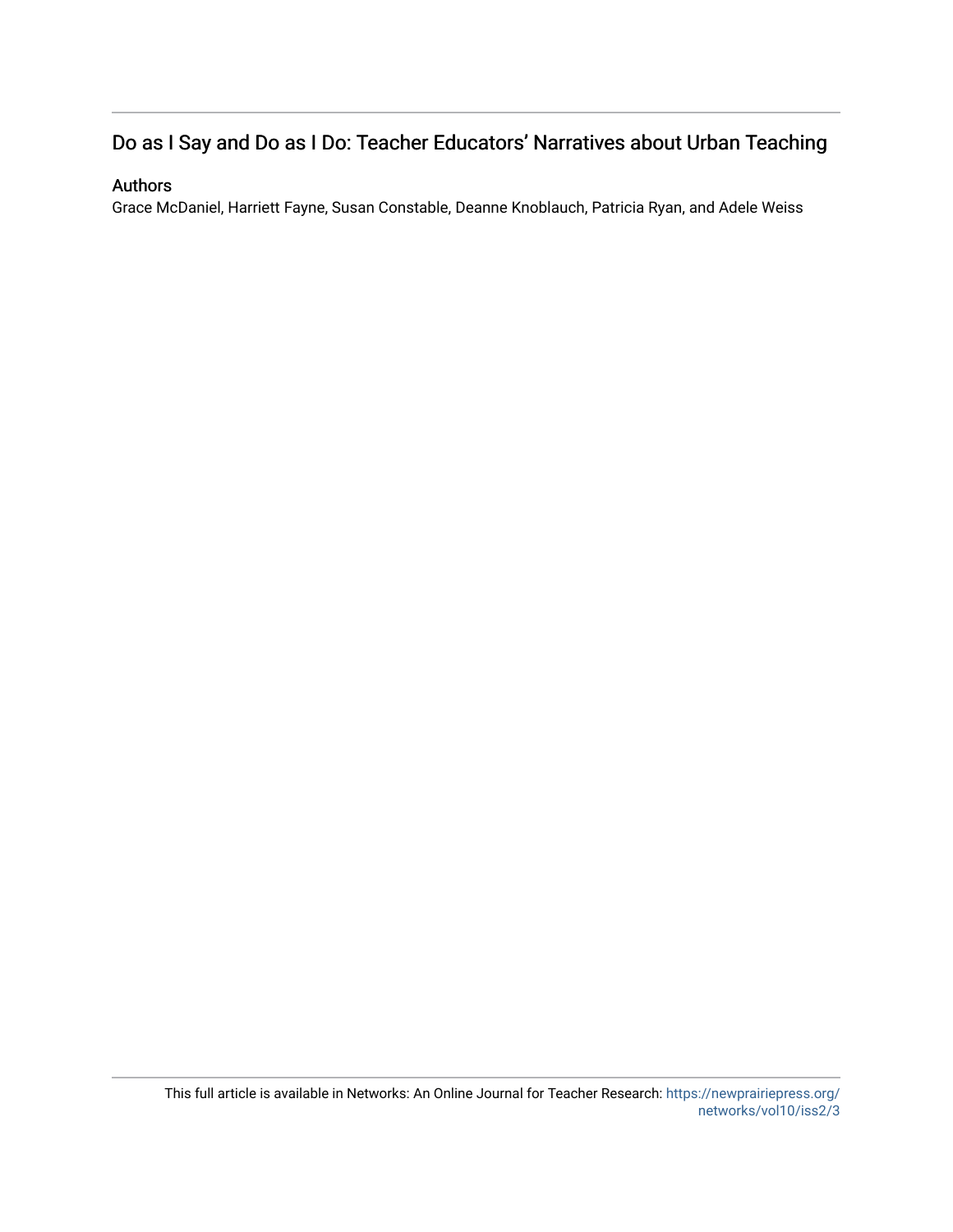## Do as I Say and Do as I Do: Teacher Educators' Narratives about Urban Teaching

### Authors

Grace McDaniel, Harriett Fayne, Susan Constable, Deanne Knoblauch, Patricia Ryan, and Adele Weiss

This full article is available in Networks: An Online Journal for Teacher Research: https://newprairiepress.org/networks/vol10/iss2/3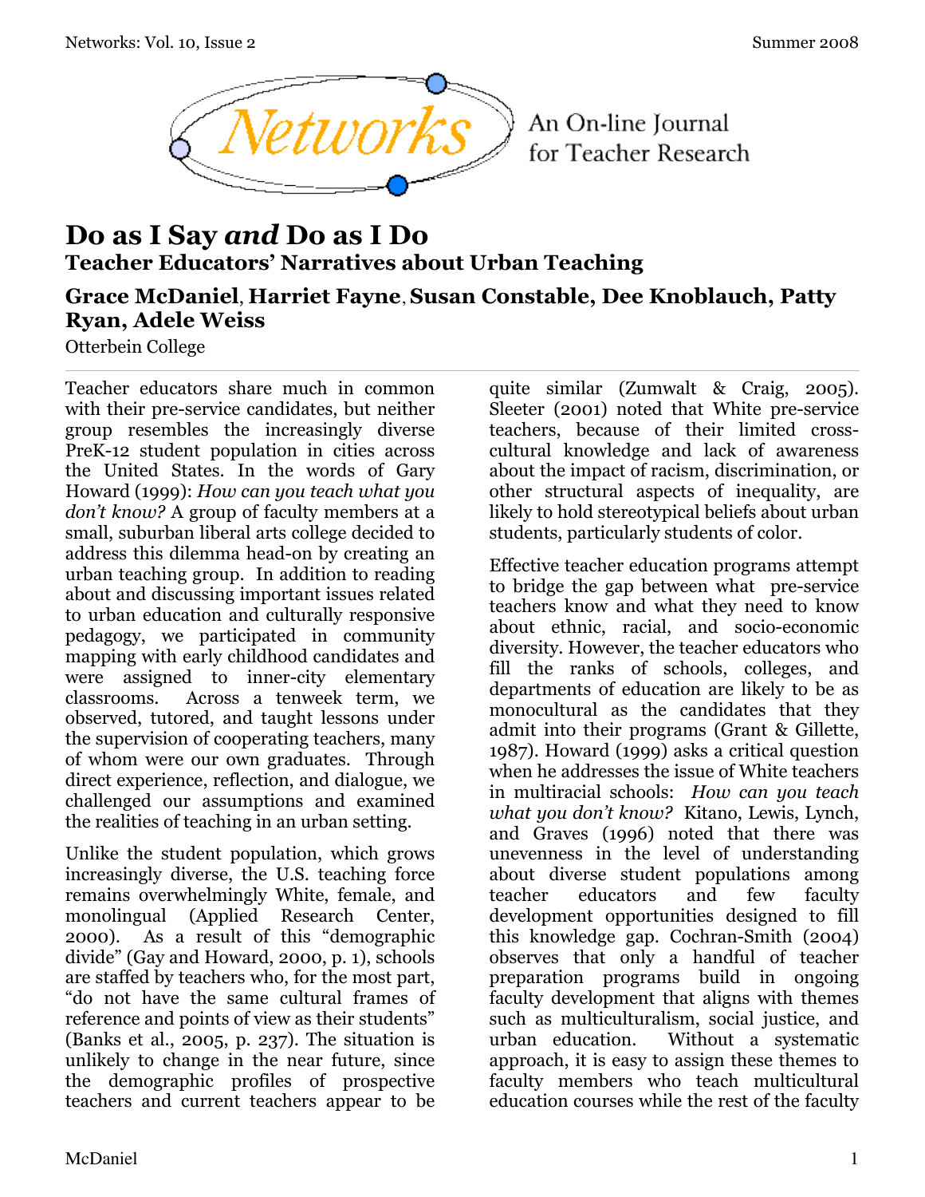# Do as I Say *and* Do as I Do

## Teacher Educators' Narratives about Urban Teaching

**Grace McDaniel, Harriet Fayne, Susan Constable, Dee Knoblauch, Patty Ryan, Adele Weiss**

Otterbein College

Teacher educators share much in common with their pre-service candidates, but neither group resembles the increasingly diverse PreK-12 student population in cities across the United States. In the words of Gary Howard (1999): *How can you teach what you don't know?* A group of faculty members at a small, suburban liberal arts college decided to address this dilemma head-on by creating an urban teaching group. In addition to reading about and discussing important issues related to urban education and culturally responsive pedagogy, we participated in community mapping with early childhood candidates and were assigned to inner-city elementary classrooms. Across a tenweek term, we observed, tutored, and taught lessons under the supervision of cooperating teachers, many of whom were our own graduates. Through direct experience, reflection, and dialogue, we challenged our assumptions and examined the realities of teaching in an urban setting.

Unlike the student population, which grows increasingly diverse, the U.S. teaching force remains overwhelmingly White, female, and monolingual (Applied Research Center, 2000). As a result of this "demographic divide" (Gay and Howard, 2000, p. 1), schools are staffed by teachers who, for the most part, "do not have the same cultural frames of reference and points of view as their students" (Banks et al., 2005, p. 237). The situation is unlikely to change in the near future, since the demographic profiles of prospective teachers and current teachers appear to be quite similar (Zumwalt & Craig, 2005). Sleeter (2001) noted that White pre-service teachers, because of their limited cross-cultural knowledge and lack of awareness about the impact of racism, discrimination, or other structural aspects of inequality, are likely to hold stereotypical beliefs about urban students, particularly students of color.

Effective teacher education programs attempt to bridge the gap between what pre-service teachers know and what they need to know about ethnic, racial, and socio-economic diversity. However, the teacher educators who fill the ranks of schools, colleges, and departments of education are likely to be as monocultural as the candidates that they admit into their programs (Grant & Gillette, 1987). Howard (1999) asks a critical question when he addresses the issue of White teachers in multiracial schools: *How can you teach what you don't know?* Kitano, Lewis, Lynch, and Graves (1996) noted that there was unevenness in the level of understanding about diverse student populations among teacher educators and few faculty development opportunities designed to fill this knowledge gap. Cochran-Smith (2004) observes that only a handful of teacher preparation programs build in ongoing faculty development that aligns with themes such as multiculturalism, social justice, and urban education. Without a systematic approach, it is easy to assign these themes to faculty members who teach multicultural education courses while the rest of the faculty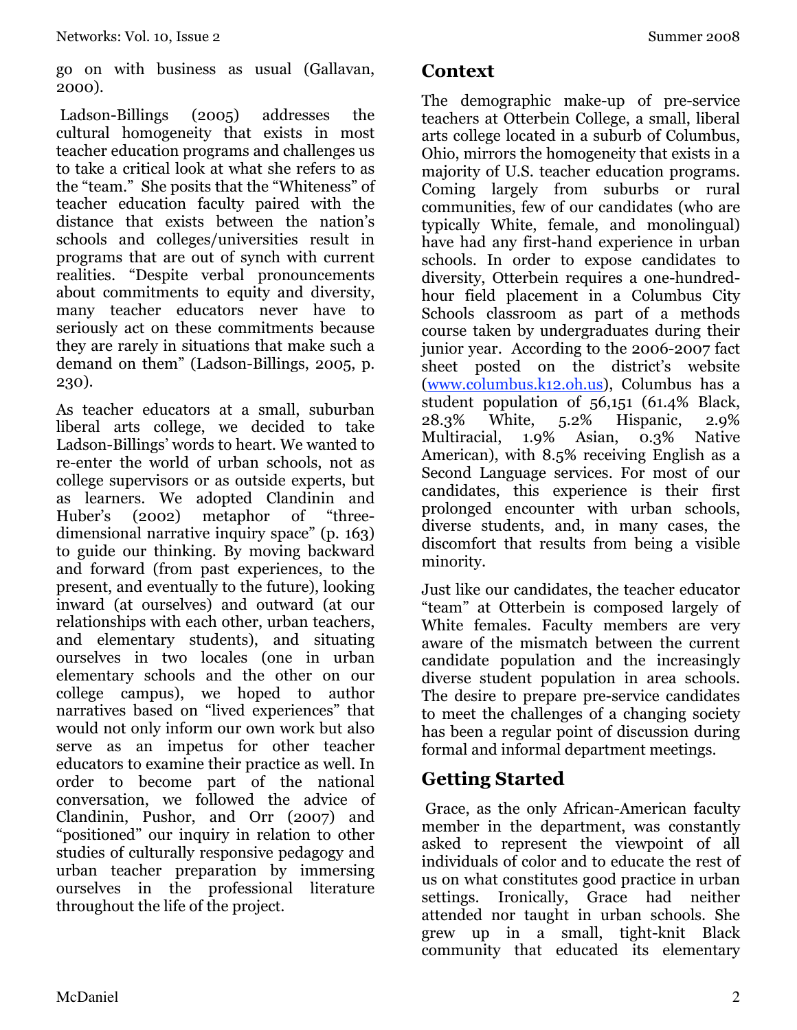go on with business as usual (Gallavan, 2000).

Ladson-Billings (2005) addresses the cultural homogeneity that exists in most teacher education programs and challenges us to take a critical look at what she refers to as the "team." She posits that the "Whiteness" of teacher education faculty paired with the distance that exists between the nation's schools and colleges/universities result in programs that are out of synch with current realities. "Despite verbal pronouncements about commitments to equity and diversity, many teacher educators never have to seriously act on these commitments because they are rarely in situations that make such a demand on them" (Ladson-Billings, 2005, p. 230).

As teacher educators at a small, suburban liberal arts college, we decided to take Ladson-Billings' words to heart. We wanted to re-enter the world of urban schools, not as college supervisors or as outside experts, but as learners. We adopted Clandinin and Huber's (2002) metaphor of "three-dimensional narrative inquiry space" (p. 163) to guide our thinking. By moving backward and forward (from past experiences, to the present, and eventually to the future), looking inward (at ourselves) and outward (at our relationships with each other, urban teachers, and elementary students), and situating ourselves in two locales (one in urban elementary schools and the other on our college campus), we hoped to author narratives based on "lived experiences" that would not only inform our own work but also serve as an impetus for other teacher educators to examine their practice as well. In order to become part of the national conversation, we followed the advice of Clandinin, Pushor, and Orr (2007) and "positioned" our inquiry in relation to other studies of culturally responsive pedagogy and urban teacher preparation by immersing ourselves in the professional literature throughout the life of the project.

## Context

The demographic make-up of pre-service teachers at Otterbein College, a small, liberal arts college located in a suburb of Columbus, Ohio, mirrors the homogeneity that exists in a majority of U.S. teacher education programs. Coming largely from suburbs or rural communities, few of our candidates (who are typically White, female, and monolingual) have had any first-hand experience in urban schools. In order to expose candidates to diversity, Otterbein requires a one-hundred-hour field placement in a Columbus City Schools classroom as part of a methods course taken by undergraduates during their junior year. According to the 2006-2007 fact sheet posted on the district's website (www.columbus.k12.oh.us), Columbus has a student population of 56,151 (61.4% Black, 28.3% White, 5.2% Hispanic, 2.9% Multiracial, 1.9% Asian, 0.3% Native American), with 8.5% receiving English as a Second Language services. For most of our candidates, this experience is their first prolonged encounter with urban schools, diverse students, and, in many cases, the discomfort that results from being a visible minority.

Just like our candidates, the teacher educator "team" at Otterbein is composed largely of White females. Faculty members are very aware of the mismatch between the current candidate population and the increasingly diverse student population in area schools. The desire to prepare pre-service candidates to meet the challenges of a changing society has been a regular point of discussion during formal and informal department meetings.

## Getting Started

Grace, as the only African-American faculty member in the department, was constantly asked to represent the viewpoint of all individuals of color and to educate the rest of us on what constitutes good practice in urban settings. Ironically, Grace had neither attended nor taught in urban schools. She grew up in a small, tight-knit Black community that educated its elementary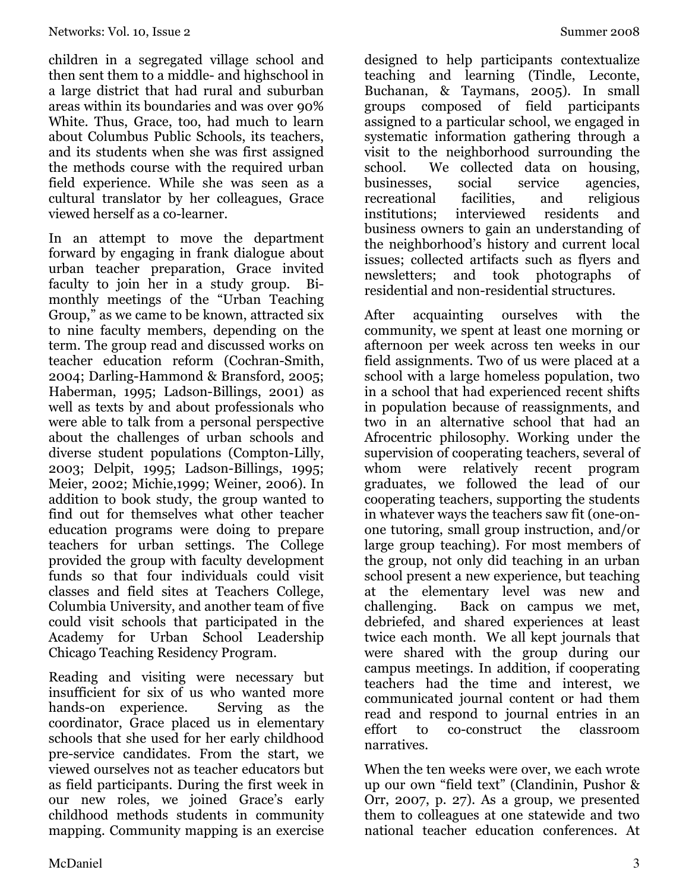children in a segregated village school and then sent them to a middle- and highschool in a large district that had rural and suburban areas within its boundaries and was over 90% White. Thus, Grace, too, had much to learn about Columbus Public Schools, its teachers, and its students when she was first assigned the methods course with the required urban field experience. While she was seen as a cultural translator by her colleagues, Grace viewed herself as a co-learner.

In an attempt to move the department forward by engaging in frank dialogue about urban teacher preparation, Grace invited faculty to join her in a study group. Bi-monthly meetings of the "Urban Teaching Group," as we came to be known, attracted six to nine faculty members, depending on the term. The group read and discussed works on teacher education reform (Cochran-Smith, 2004; Darling-Hammond & Bransford, 2005; Haberman, 1995; Ladson-Billings, 2001) as well as texts by and about professionals who were able to talk from a personal perspective about the challenges of urban schools and diverse student populations (Compton-Lilly, 2003; Delpit, 1995; Ladson-Billings, 1995; Meier, 2002; Michie,1999; Weiner, 2006). In addition to book study, the group wanted to find out for themselves what other teacher education programs were doing to prepare teachers for urban settings. The College provided the group with faculty development funds so that four individuals could visit classes and field sites at Teachers College, Columbia University, and another team of five could visit schools that participated in the Academy for Urban School Leadership Chicago Teaching Residency Program.

Reading and visiting were necessary but insufficient for six of us who wanted more hands-on experience. Serving as the coordinator, Grace placed us in elementary schools that she used for her early childhood pre-service candidates. From the start, we viewed ourselves not as teacher educators but as field participants. During the first week in our new roles, we joined Grace's early childhood methods students in community mapping. Community mapping is an exercise designed to help participants contextualize teaching and learning (Tindle, Leconte, Buchanan, & Taymans, 2005). In small groups composed of field participants assigned to a particular school, we engaged in systematic information gathering through a visit to the neighborhood surrounding the school. We collected data on housing, businesses, social service agencies, recreational facilities, and religious institutions; interviewed residents and business owners to gain an understanding of the neighborhood's history and current local issues; collected artifacts such as flyers and newsletters; and took photographs of residential and non-residential structures.

After acquainting ourselves with the community, we spent at least one morning or afternoon per week across ten weeks in our field assignments. Two of us were placed at a school with a large homeless population, two in a school that had experienced recent shifts in population because of reassignments, and two in an alternative school that had an Afrocentric philosophy. Working under the supervision of cooperating teachers, several of whom were relatively recent program graduates, we followed the lead of our cooperating teachers, supporting the students in whatever ways the teachers saw fit (one-on-one tutoring, small group instruction, and/or large group teaching). For most members of the group, not only did teaching in an urban school present a new experience, but teaching at the elementary level was new and challenging. Back on campus we met, debriefed, and shared experiences at least twice each month. We all kept journals that were shared with the group during our campus meetings. In addition, if cooperating teachers had the time and interest, we communicated journal content or had them read and respond to journal entries in an effort to co-construct the classroom narratives.

When the ten weeks were over, we each wrote up our own "field text" (Clandinin, Pushor & Orr, 2007, p. 27). As a group, we presented them to colleagues at one statewide and two national teacher education conferences. At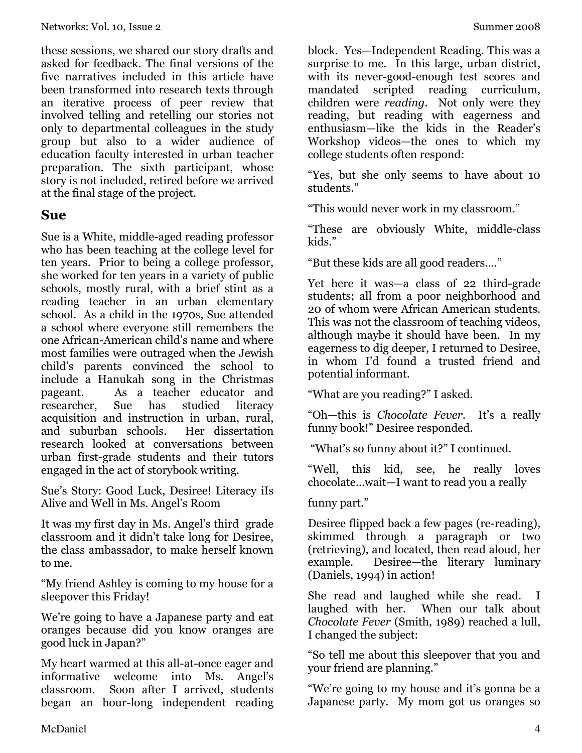these sessions, we shared our story drafts and asked for feedback. The final versions of the five narratives included in this article have been transformed into research texts through an iterative process of peer review that involved telling and retelling our stories not only to departmental colleagues in the study group but also to a wider audience of education faculty interested in urban teacher preparation. The sixth participant, whose story is not included, retired before we arrived at the final stage of the project.

## Sue

Sue is a White, middle-aged reading professor who has been teaching at the college level for ten years. Prior to being a college professor, she worked for ten years in a variety of public schools, mostly rural, with a brief stint as a reading teacher in an urban elementary school. As a child in the 1970s, Sue attended a school where everyone still remembers the one African-American child's name and where most families were outraged when the Jewish child's parents convinced the school to include a Hanukah song in the Christmas pageant. As a teacher educator and researcher, Sue has studied literacy acquisition and instruction in urban, rural, and suburban schools. Her dissertation research looked at conversations between urban first-grade students and their tutors engaged in the act of storybook writing.

Sue's Story: Good Luck, Desiree! Literacy iIs Alive and Well in Ms. Angel's Room

It was my first day in Ms. Angel's third grade classroom and it didn't take long for Desiree, the class ambassador, to make herself known to me.

"My friend Ashley is coming to my house for a sleepover this Friday!

We're going to have a Japanese party and eat oranges because did you know oranges are good luck in Japan?"

My heart warmed at this all-at-once eager and informative welcome into Ms. Angel's classroom. Soon after I arrived, students began an hour-long independent reading block. Yes—Independent Reading. This was a surprise to me. In this large, urban district, with its never-good-enough test scores and mandated scripted reading curriculum, children were *reading*. Not only were they reading, but reading with eagerness and enthusiasm—like the kids in the Reader's Workshop videos—the ones to which my college students often respond:

"Yes, but she only seems to have about 10 students."

"This would never work in my classroom."

"These are obviously White, middle-class kids."

"But these kids are all good readers...."

Yet here it was—a class of 22 third-grade students; all from a poor neighborhood and 20 of whom were African American students. This was not the classroom of teaching videos, although maybe it should have been. In my eagerness to dig deeper, I returned to Desiree, in whom I'd found a trusted friend and potential informant.

"What are you reading?" I asked.

"Oh—this is *Chocolate Fever*. It's a really funny book!" Desiree responded.

"What's so funny about it?" I continued.

"Well, this kid, see, he really loves chocolate...wait—I want to read you a really funny part."

Desiree flipped back a few pages (re-reading), skimmed through a paragraph or two (retrieving), and located, then read aloud, her example. Desiree—the literary luminary (Daniels, 1994) in action!

She read and laughed while she read. I laughed with her. When our talk about *Chocolate Fever* (Smith, 1989) reached a lull, I changed the subject:

"So tell me about this sleepover that you and your friend are planning."

"We're going to my house and it's gonna be a Japanese party. My mom got us oranges so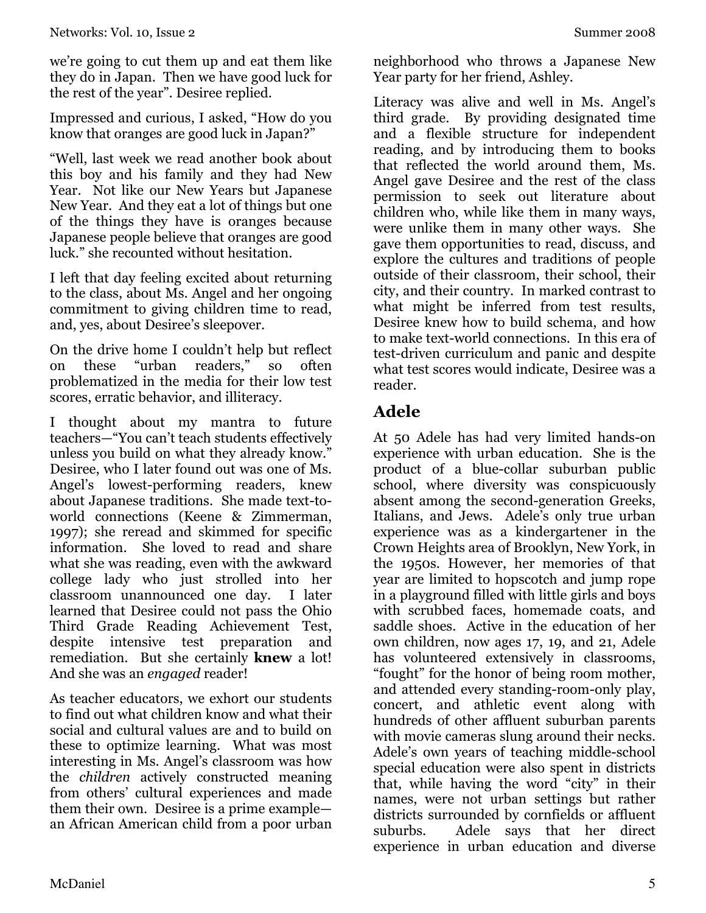we're going to cut them up and eat them like they do in Japan. Then we have good luck for the rest of the year". Desiree replied.

Impressed and curious, I asked, "How do you know that oranges are good luck in Japan?"

"Well, last week we read another book about this boy and his family and they had New Year. Not like our New Years but Japanese New Year. And they eat a lot of things but one of the things they have is oranges because Japanese people believe that oranges are good luck." she recounted without hesitation.

I left that day feeling excited about returning to the class, about Ms. Angel and her ongoing commitment to giving children time to read, and, yes, about Desiree's sleepover.

On the drive home I couldn't help but reflect on these "urban readers," so often problematized in the media for their low test scores, erratic behavior, and illiteracy.

I thought about my mantra to future teachers—"You can't teach students effectively unless you build on what they already know." Desiree, who I later found out was one of Ms. Angel's lowest-performing readers, knew about Japanese traditions. She made text-to-world connections (Keene & Zimmerman, 1997); she reread and skimmed for specific information. She loved to read and share what she was reading, even with the awkward college lady who just strolled into her classroom unannounced one day. I later learned that Desiree could not pass the Ohio Third Grade Reading Achievement Test, despite intensive test preparation and remediation. But she certainly **knew** a lot! And she was an *engaged* reader!

As teacher educators, we exhort our students to find out what children know and what their social and cultural values are and to build on these to optimize learning. What was most interesting in Ms. Angel's classroom was how the *children* actively constructed meaning from others' cultural experiences and made them their own. Desiree is a prime example—an African American child from a poor urban neighborhood who throws a Japanese New Year party for her friend, Ashley.

Literacy was alive and well in Ms. Angel's third grade. By providing designated time and a flexible structure for independent reading, and by introducing them to books that reflected the world around them, Ms. Angel gave Desiree and the rest of the class permission to seek out literature about children who, while like them in many ways, were unlike them in many other ways. She gave them opportunities to read, discuss, and explore the cultures and traditions of people outside of their classroom, their school, their city, and their country. In marked contrast to what might be inferred from test results, Desiree knew how to build schema, and how to make text-world connections. In this era of test-driven curriculum and panic and despite what test scores would indicate, Desiree was a reader.

## Adele

At 50 Adele has had very limited hands-on experience with urban education. She is the product of a blue-collar suburban public school, where diversity was conspicuously absent among the second-generation Greeks, Italians, and Jews. Adele's only true urban experience was as a kindergartener in the Crown Heights area of Brooklyn, New York, in the 1950s. However, her memories of that year are limited to hopscotch and jump rope in a playground filled with little girls and boys with scrubbed faces, homemade coats, and saddle shoes. Active in the education of her own children, now ages 17, 19, and 21, Adele has volunteered extensively in classrooms, "fought" for the honor of being room mother, and attended every standing-room-only play, concert, and athletic event along with hundreds of other affluent suburban parents with movie cameras slung around their necks. Adele's own years of teaching middle-school special education were also spent in districts that, while having the word "city" in their names, were not urban settings but rather districts surrounded by cornfields or affluent suburbs. Adele says that her direct experience in urban education and diverse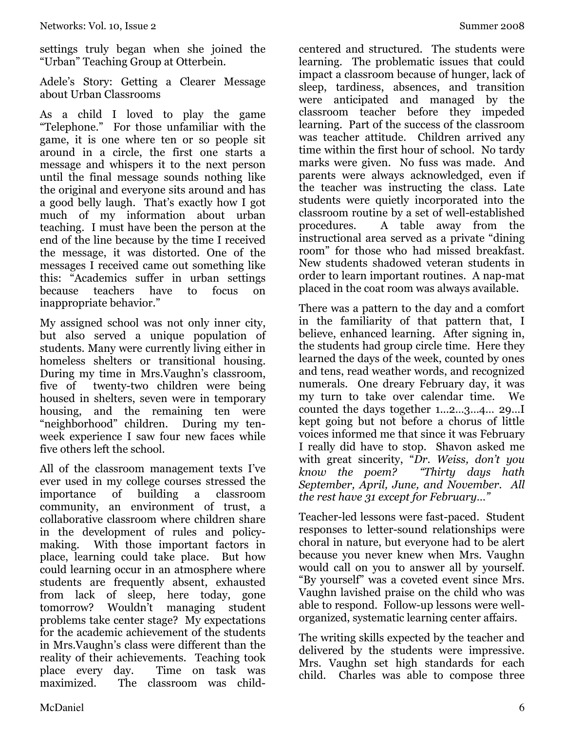settings truly began when she joined the "Urban" Teaching Group at Otterbein.

## Adele's Story: Getting a Clearer Message about Urban Classrooms

As a child I loved to play the game "Telephone." For those unfamiliar with the game, it is one where ten or so people sit around in a circle, the first one starts a message and whispers it to the next person until the final message sounds nothing like the original and everyone sits around and has a good belly laugh. That's exactly how I got much of my information about urban teaching. I must have been the person at the end of the line because by the time I received the message, it was distorted. One of the messages I received came out something like this: "Academics suffer in urban settings because teachers have to focus on inappropriate behavior."

My assigned school was not only inner city, but also served a unique population of students. Many were currently living either in homeless shelters or transitional housing. During my time in Mrs.Vaughn's classroom, five of twenty-two children were being housed in shelters, seven were in temporary housing, and the remaining ten were "neighborhood" children. During my ten-week experience I saw four new faces while five others left the school.

All of the classroom management texts I've ever used in my college courses stressed the importance of building a classroom community, an environment of trust, a collaborative classroom where children share in the development of rules and policy-making. With those important factors in place, learning could take place. But how could learning occur in an atmosphere where students are frequently absent, exhausted from lack of sleep, here today, gone tomorrow? Wouldn't managing student problems take center stage? My expectations for the academic achievement of the students in Mrs.Vaughn's class were different than the reality of their achievements. Teaching took place every day. Time on task was maximized. The classroom was child-centered and structured. The students were learning. The problematic issues that could impact a classroom because of hunger, lack of sleep, tardiness, absences, and transition were anticipated and managed by the classroom teacher before they impeded learning. Part of the success of the classroom was teacher attitude. Children arrived any time within the first hour of school. No tardy marks were given. No fuss was made. And parents were always acknowledged, even if the teacher was instructing the class. Late students were quietly incorporated into the classroom routine by a set of well-established procedures. A table away from the instructional area served as a private "dining room" for those who had missed breakfast. New students shadowed veteran students in order to learn important routines. A nap-mat placed in the coat room was always available.

There was a pattern to the day and a comfort in the familiarity of that pattern that, I believe, enhanced learning. After signing in, the students had group circle time. Here they learned the days of the week, counted by ones and tens, read weather words, and recognized numerals. One dreary February day, it was my turn to take over calendar time. We counted the days together 1…2…3…4… 29…I kept going but not before a chorus of little voices informed me that since it was February I really did have to stop. Shavon asked me with great sincerity, "*Dr. Weiss, don't you know the poem? "Thirty days hath September, April, June, and November. All the rest have 31 except for February…"*

Teacher-led lessons were fast-paced. Student responses to letter-sound relationships were choral in nature, but everyone had to be alert because you never knew when Mrs. Vaughn would call on you to answer all by yourself. "By yourself" was a coveted event since Mrs. Vaughn lavished praise on the child who was able to respond. Follow-up lessons were well-organized, systematic learning center affairs.

The writing skills expected by the teacher and delivered by the students were impressive. Mrs. Vaughn set high standards for each child. Charles was able to compose three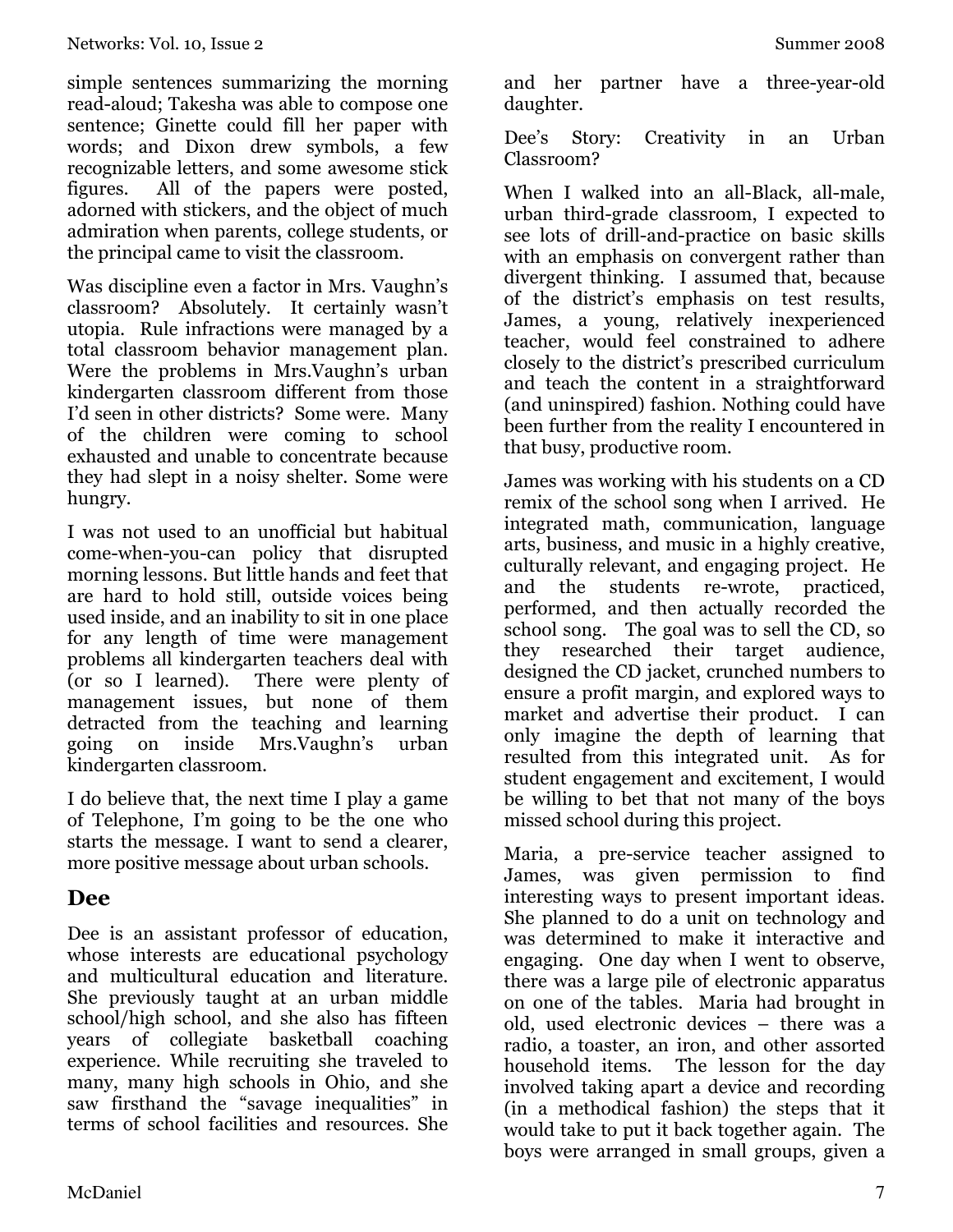simple sentences summarizing the morning read-aloud; Takesha was able to compose one sentence; Ginette could fill her paper with words; and Dixon drew symbols, a few recognizable letters, and some awesome stick figures. All of the papers were posted, adorned with stickers, and the object of much admiration when parents, college students, or the principal came to visit the classroom.

Was discipline even a factor in Mrs. Vaughn's classroom? Absolutely. It certainly wasn't utopia. Rule infractions were managed by a total classroom behavior management plan. Were the problems in Mrs.Vaughn's urban kindergarten classroom different from those I'd seen in other districts? Some were. Many of the children were coming to school exhausted and unable to concentrate because they had slept in a noisy shelter. Some were hungry.

I was not used to an unofficial but habitual come-when-you-can policy that disrupted morning lessons. But little hands and feet that are hard to hold still, outside voices being used inside, and an inability to sit in one place for any length of time were management problems all kindergarten teachers deal with (or so I learned). There were plenty of management issues, but none of them detracted from the teaching and learning going on inside Mrs.Vaughn's urban kindergarten classroom.

I do believe that, the next time I play a game of Telephone, I'm going to be the one who starts the message. I want to send a clearer, more positive message about urban schools.

## Dee

Dee is an assistant professor of education, whose interests are educational psychology and multicultural education and literature. She previously taught at an urban middle school/high school, and she also has fifteen years of collegiate basketball coaching experience. While recruiting she traveled to many, many high schools in Ohio, and she saw firsthand the "savage inequalities" in terms of school facilities and resources. She and her partner have a three-year-old daughter.

Dee's Story: Creativity in an Urban Classroom?

When I walked into an all-Black, all-male, urban third-grade classroom, I expected to see lots of drill-and-practice on basic skills with an emphasis on convergent rather than divergent thinking. I assumed that, because of the district's emphasis on test results, James, a young, relatively inexperienced teacher, would feel constrained to adhere closely to the district's prescribed curriculum and teach the content in a straightforward (and uninspired) fashion. Nothing could have been further from the reality I encountered in that busy, productive room.

James was working with his students on a CD remix of the school song when I arrived. He integrated math, communication, language arts, business, and music in a highly creative, culturally relevant, and engaging project. He and the students re-wrote, practiced, performed, and then actually recorded the school song. The goal was to sell the CD, so they researched their target audience, designed the CD jacket, crunched numbers to ensure a profit margin, and explored ways to market and advertise their product. I can only imagine the depth of learning that resulted from this integrated unit. As for student engagement and excitement, I would be willing to bet that not many of the boys missed school during this project.

Maria, a pre-service teacher assigned to James, was given permission to find interesting ways to present important ideas. She planned to do a unit on technology and was determined to make it interactive and engaging. One day when I went to observe, there was a large pile of electronic apparatus on one of the tables. Maria had brought in old, used electronic devices – there was a radio, a toaster, an iron, and other assorted household items. The lesson for the day involved taking apart a device and recording (in a methodical fashion) the steps that it would take to put it back together again. The boys were arranged in small groups, given a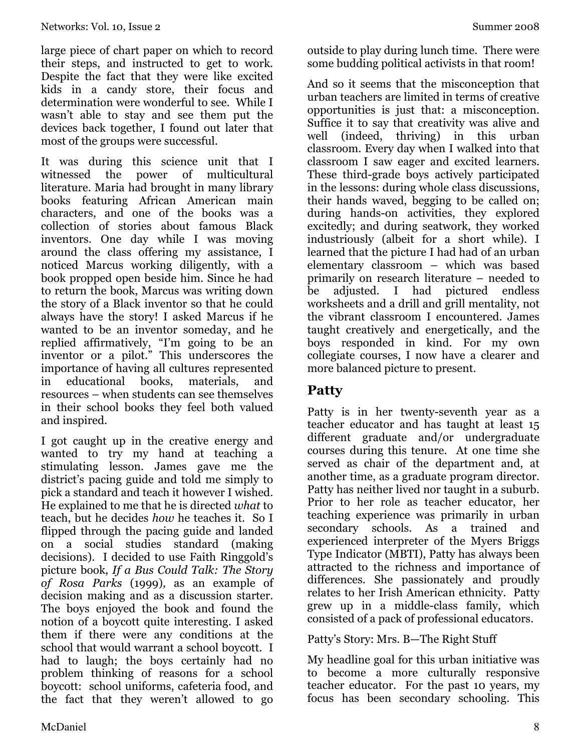large piece of chart paper on which to record their steps, and instructed to get to work. Despite the fact that they were like excited kids in a candy store, their focus and determination were wonderful to see. While I wasn't able to stay and see them put the devices back together, I found out later that most of the groups were successful.

It was during this science unit that I witnessed the power of multicultural literature. Maria had brought in many library books featuring African American main characters, and one of the books was a collection of stories about famous Black inventors. One day while I was moving around the class offering my assistance, I noticed Marcus working diligently, with a book propped open beside him. Since he had to return the book, Marcus was writing down the story of a Black inventor so that he could always have the story! I asked Marcus if he wanted to be an inventor someday, and he replied affirmatively, "I'm going to be an inventor or a pilot." This underscores the importance of having all cultures represented in educational books, materials, and resources – when students can see themselves in their school books they feel both valued and inspired.

I got caught up in the creative energy and wanted to try my hand at teaching a stimulating lesson. James gave me the district's pacing guide and told me simply to pick a standard and teach it however I wished. He explained to me that he is directed *what* to teach, but he decides *how* he teaches it. So I flipped through the pacing guide and landed on a social studies standard (making decisions). I decided to use Faith Ringgold's picture book, *If a Bus Could Talk: The Story of Rosa Parks* (1999), as an example of decision making and as a discussion starter. The boys enjoyed the book and found the notion of a boycott quite interesting. I asked them if there were any conditions at the school that would warrant a school boycott. I had to laugh; the boys certainly had no problem thinking of reasons for a school boycott: school uniforms, cafeteria food, and the fact that they weren't allowed to go outside to play during lunch time. There were some budding political activists in that room!

And so it seems that the misconception that urban teachers are limited in terms of creative opportunities is just that: a misconception. Suffice it to say that creativity was alive and well (indeed, thriving) in this urban classroom. Every day when I walked into that classroom I saw eager and excited learners. These third-grade boys actively participated in the lessons: during whole class discussions, their hands waved, begging to be called on; during hands-on activities, they explored excitedly; and during seatwork, they worked industriously (albeit for a short while). I learned that the picture I had had of an urban elementary classroom – which was based primarily on research literature – needed to be adjusted. I had pictured endless worksheets and a drill and grill mentality, not the vibrant classroom I encountered. James taught creatively and energetically, and the boys responded in kind. For my own collegiate courses, I now have a clearer and more balanced picture to present.

## Patty

Patty is in her twenty-seventh year as a teacher educator and has taught at least 15 different graduate and/or undergraduate courses during this tenure. At one time she served as chair of the department and, at another time, as a graduate program director. Patty has neither lived nor taught in a suburb. Prior to her role as teacher educator, her teaching experience was primarily in urban secondary schools. As a trained and experienced interpreter of the Myers Briggs Type Indicator (MBTI), Patty has always been attracted to the richness and importance of differences. She passionately and proudly relates to her Irish American ethnicity. Patty grew up in a middle-class family, which consisted of a pack of professional educators.

Patty's Story: Mrs. B—The Right Stuff

My headline goal for this urban initiative was to become a more culturally responsive teacher educator. For the past 10 years, my focus has been secondary schooling. This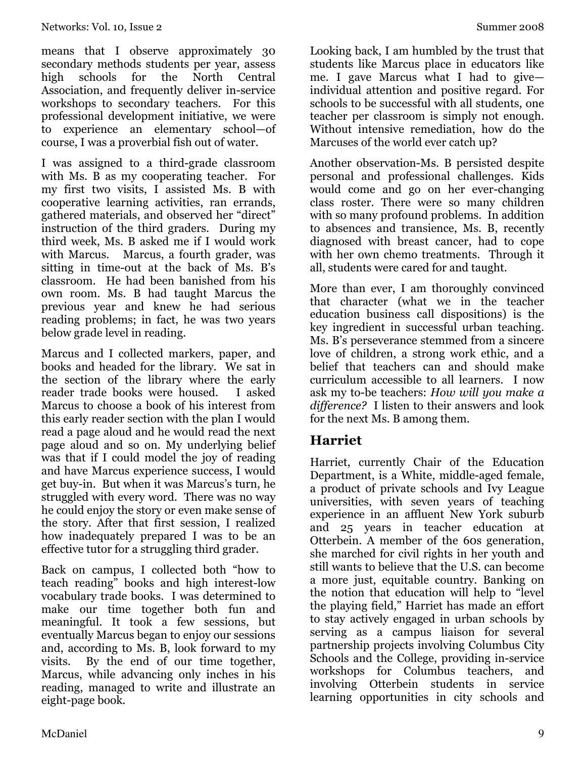means that I observe approximately 30 secondary methods students per year, assess high schools for the North Central Association, and frequently deliver in-service workshops to secondary teachers. For this professional development initiative, we were to experience an elementary school—of course, I was a proverbial fish out of water.

I was assigned to a third-grade classroom with Ms. B as my cooperating teacher. For my first two visits, I assisted Ms. B with cooperative learning activities, ran errands, gathered materials, and observed her "direct" instruction of the third graders. During my third week, Ms. B asked me if I would work with Marcus. Marcus, a fourth grader, was sitting in time-out at the back of Ms. B's classroom. He had been banished from his own room. Ms. B had taught Marcus the previous year and knew he had serious reading problems; in fact, he was two years below grade level in reading.

Marcus and I collected markers, paper, and books and headed for the library. We sat in the section of the library where the early reader trade books were housed. I asked Marcus to choose a book of his interest from this early reader section with the plan I would read a page aloud and he would read the next page aloud and so on. My underlying belief was that if I could model the joy of reading and have Marcus experience success, I would get buy-in. But when it was Marcus's turn, he struggled with every word. There was no way he could enjoy the story or even make sense of the story. After that first session, I realized how inadequately prepared I was to be an effective tutor for a struggling third grader.

Back on campus, I collected both "how to teach reading" books and high interest-low vocabulary trade books. I was determined to make our time together both fun and meaningful. It took a few sessions, but eventually Marcus began to enjoy our sessions and, according to Ms. B, look forward to my visits. By the end of our time together, Marcus, while advancing only inches in his reading, managed to write and illustrate an eight-page book.

Looking back, I am humbled by the trust that students like Marcus place in educators like me. I gave Marcus what I had to give—individual attention and positive regard. For schools to be successful with all students, one teacher per classroom is simply not enough. Without intensive remediation, how do the Marcuses of the world ever catch up?

Another observation-Ms. B persisted despite personal and professional challenges. Kids would come and go on her ever-changing class roster. There were so many children with so many profound problems. In addition to absences and transience, Ms. B, recently diagnosed with breast cancer, had to cope with her own chemo treatments. Through it all, students were cared for and taught.

More than ever, I am thoroughly convinced that character (what we in the teacher education business call dispositions) is the key ingredient in successful urban teaching. Ms. B's perseverance stemmed from a sincere love of children, a strong work ethic, and a belief that teachers can and should make curriculum accessible to all learners. I now ask my to-be teachers: *How will you make a difference?* I listen to their answers and look for the next Ms. B among them.

## Harriet

Harriet, currently Chair of the Education Department, is a White, middle-aged female, a product of private schools and Ivy League universities, with seven years of teaching experience in an affluent New York suburb and 25 years in teacher education at Otterbein. A member of the 60s generation, she marched for civil rights in her youth and still wants to believe that the U.S. can become a more just, equitable country. Banking on the notion that education will help to "level the playing field," Harriet has made an effort to stay actively engaged in urban schools by serving as a campus liaison for several partnership projects involving Columbus City Schools and the College, providing in-service workshops for Columbus teachers, and involving Otterbein students in service learning opportunities in city schools and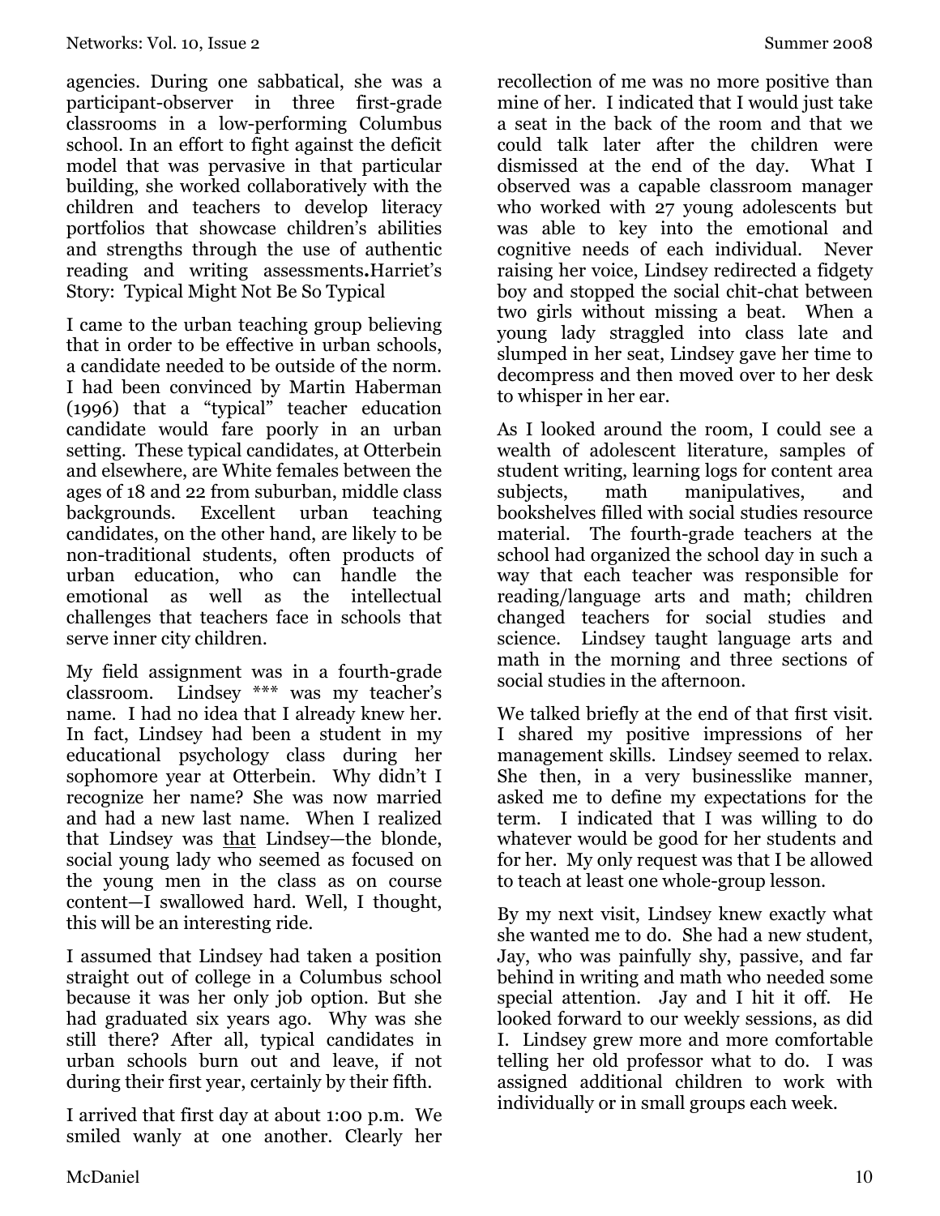agencies. During one sabbatical, she was a participant-observer in three first-grade classrooms in a low-performing Columbus school. In an effort to fight against the deficit model that was pervasive in that particular building, she worked collaboratively with the children and teachers to develop literacy portfolios that showcase children's abilities and strengths through the use of authentic reading and writing assessments.

**Harriet's Story: Typical Might Not Be So Typical**

I came to the urban teaching group believing that in order to be effective in urban schools, a candidate needed to be outside of the norm. I had been convinced by Martin Haberman (1996) that a "typical" teacher education candidate would fare poorly in an urban setting. These typical candidates, at Otterbein and elsewhere, are White females between the ages of 18 and 22 from suburban, middle class backgrounds. Excellent urban teaching candidates, on the other hand, are likely to be non-traditional students, often products of urban education, who can handle the emotional as well as the intellectual challenges that teachers face in schools that serve inner city children.

My field assignment was in a fourth-grade classroom. Lindsey *** was my teacher's name. I had no idea that I already knew her. In fact, Lindsey had been a student in my educational psychology class during her sophomore year at Otterbein. Why didn't I recognize her name? She was now married and had a new last name. When I realized that Lindsey was <u>that</u> Lindsey—the blonde, social young lady who seemed as focused on the young men in the class as on course content—I swallowed hard. Well, I thought, this will be an interesting ride.

I assumed that Lindsey had taken a position straight out of college in a Columbus school because it was her only job option. But she had graduated six years ago. Why was she still there? After all, typical candidates in urban schools burn out and leave, if not during their first year, certainly by their fifth.

I arrived that first day at about 1:00 p.m. We smiled wanly at one another. Clearly her recollection of me was no more positive than mine of her. I indicated that I would just take a seat in the back of the room and that we could talk later after the children were dismissed at the end of the day. What I observed was a capable classroom manager who worked with 27 young adolescents but was able to key into the emotional and cognitive needs of each individual. Never raising her voice, Lindsey redirected a fidgety boy and stopped the social chit-chat between two girls without missing a beat. When a young lady straggled into class late and slumped in her seat, Lindsey gave her time to decompress and then moved over to her desk to whisper in her ear.

As I looked around the room, I could see a wealth of adolescent literature, samples of student writing, learning logs for content area subjects, math manipulatives, and bookshelves filled with social studies resource material. The fourth-grade teachers at the school had organized the school day in such a way that each teacher was responsible for reading/language arts and math; children changed teachers for social studies and science. Lindsey taught language arts and math in the morning and three sections of social studies in the afternoon.

We talked briefly at the end of that first visit. I shared my positive impressions of her management skills. Lindsey seemed to relax. She then, in a very businesslike manner, asked me to define my expectations for the term. I indicated that I was willing to do whatever would be good for her students and for her. My only request was that I be allowed to teach at least one whole-group lesson.

By my next visit, Lindsey knew exactly what she wanted me to do. She had a new student, Jay, who was painfully shy, passive, and far behind in writing and math who needed some special attention. Jay and I hit it off. He looked forward to our weekly sessions, as did I. Lindsey grew more and more comfortable telling her old professor what to do. I was assigned additional children to work with individually or in small groups each week.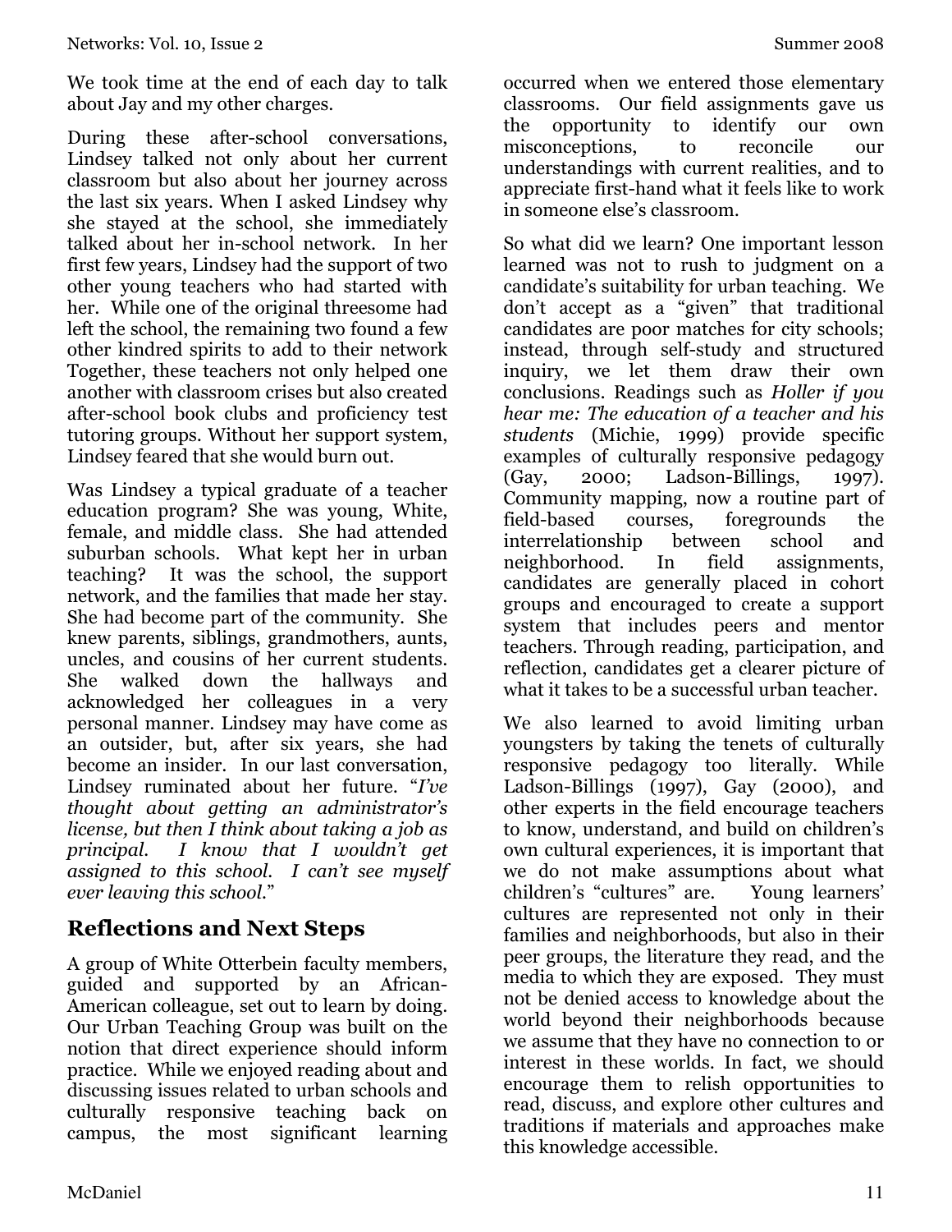We took time at the end of each day to talk about Jay and my other charges.

During these after-school conversations, Lindsey talked not only about her current classroom but also about her journey across the last six years. When I asked Lindsey why she stayed at the school, she immediately talked about her in-school network. In her first few years, Lindsey had the support of two other young teachers who had started with her. While one of the original threesome had left the school, the remaining two found a few other kindred spirits to add to their network Together, these teachers not only helped one another with classroom crises but also created after-school book clubs and proficiency test tutoring groups. Without her support system, Lindsey feared that she would burn out.

Was Lindsey a typical graduate of a teacher education program? She was young, White, female, and middle class. She had attended suburban schools. What kept her in urban teaching? It was the school, the support network, and the families that made her stay. She had become part of the community. She knew parents, siblings, grandmothers, aunts, uncles, and cousins of her current students. She walked down the hallways and acknowledged her colleagues in a very personal manner. Lindsey may have come as an outsider, but, after six years, she had become an insider. In our last conversation, Lindsey ruminated about her future. "*I've thought about getting an administrator's license, but then I think about taking a job as principal. I know that I wouldn't get assigned to this school. I can't see myself ever leaving this school.*"

## Reflections and Next Steps

A group of White Otterbein faculty members, guided and supported by an African-American colleague, set out to learn by doing. Our Urban Teaching Group was built on the notion that direct experience should inform practice. While we enjoyed reading about and discussing issues related to urban schools and culturally responsive teaching back on campus, the most significant learning occurred when we entered those elementary classrooms. Our field assignments gave us the opportunity to identify our own misconceptions, to reconcile our understandings with current realities, and to appreciate first-hand what it feels like to work in someone else's classroom.

So what did we learn? One important lesson learned was not to rush to judgment on a candidate's suitability for urban teaching. We don't accept as a "given" that traditional candidates are poor matches for city schools; instead, through self-study and structured inquiry, we let them draw their own conclusions. Readings such as *Holler if you hear me: The education of a teacher and his students* (Michie, 1999) provide specific examples of culturally responsive pedagogy (Gay, 2000; Ladson-Billings, 1997). Community mapping, now a routine part of field-based courses, foregrounds the interrelationship between school and neighborhood. In field assignments, candidates are generally placed in cohort groups and encouraged to create a support system that includes peers and mentor teachers. Through reading, participation, and reflection, candidates get a clearer picture of what it takes to be a successful urban teacher.

We also learned to avoid limiting urban youngsters by taking the tenets of culturally responsive pedagogy too literally. While Ladson-Billings (1997), Gay (2000), and other experts in the field encourage teachers to know, understand, and build on children's own cultural experiences, it is important that we do not make assumptions about what children's "cultures" are. Young learners' cultures are represented not only in their families and neighborhoods, but also in their peer groups, the literature they read, and the media to which they are exposed. They must not be denied access to knowledge about the world beyond their neighborhoods because we assume that they have no connection to or interest in these worlds. In fact, we should encourage them to relish opportunities to read, discuss, and explore other cultures and traditions if materials and approaches make this knowledge accessible.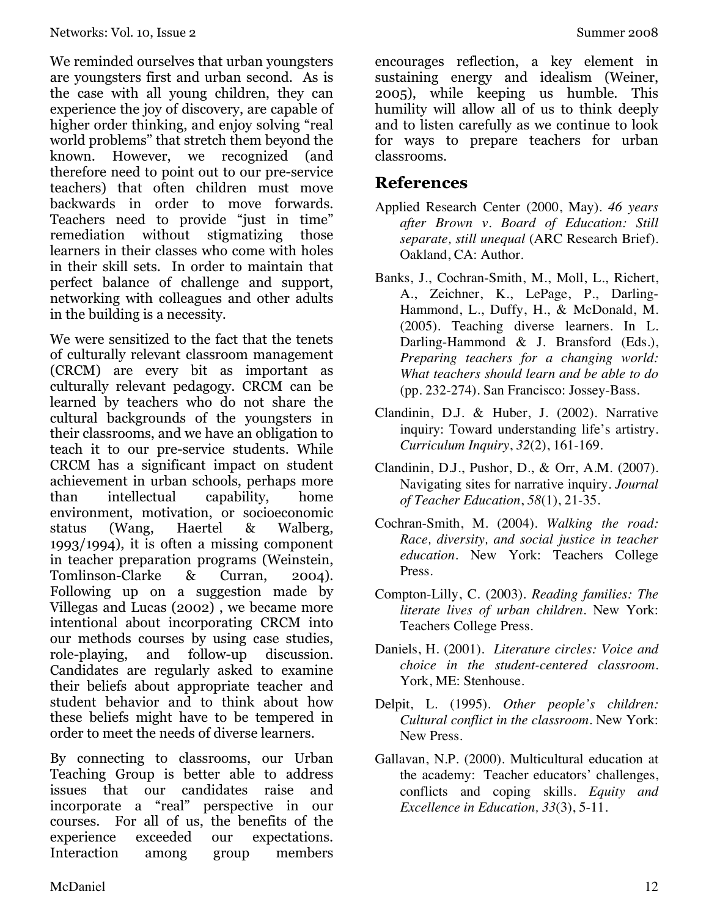We reminded ourselves that urban youngsters are youngsters first and urban second. As is the case with all young children, they can experience the joy of discovery, are capable of higher order thinking, and enjoy solving "real world problems" that stretch them beyond the known. However, we recognized (and therefore need to point out to our pre-service teachers) that often children must move backwards in order to move forwards. Teachers need to provide "just in time" remediation without stigmatizing those learners in their classes who come with holes in their skill sets. In order to maintain that perfect balance of challenge and support, networking with colleagues and other adults in the building is a necessity.

We were sensitized to the fact that the tenets of culturally relevant classroom management (CRCM) are every bit as important as culturally relevant pedagogy. CRCM can be learned by teachers who do not share the cultural backgrounds of the youngsters in their classrooms, and we have an obligation to teach it to our pre-service students. While CRCM has a significant impact on student achievement in urban schools, perhaps more than intellectual capability, home environment, motivation, or socioeconomic status (Wang, Haertel & Walberg, 1993/1994), it is often a missing component in teacher preparation programs (Weinstein, Tomlinson-Clarke & Curran, 2004). Following up on a suggestion made by Villegas and Lucas (2002) , we became more intentional about incorporating CRCM into our methods courses by using case studies, role-playing, and follow-up discussion. Candidates are regularly asked to examine their beliefs about appropriate teacher and student behavior and to think about how these beliefs might have to be tempered in order to meet the needs of diverse learners.

By connecting to classrooms, our Urban Teaching Group is better able to address issues that our candidates raise and incorporate a "real" perspective in our courses. For all of us, the benefits of the experience exceeded our expectations. Interaction among group members encourages reflection, a key element in sustaining energy and idealism (Weiner, 2005), while keeping us humble. This humility will allow all of us to think deeply and to listen carefully as we continue to look for ways to prepare teachers for urban classrooms.

## References

Applied Research Center (2000, May). *46 years after Brown v. Board of Education: Still separate, still unequal* (ARC Research Brief). Oakland, CA: Author.

Banks, J., Cochran-Smith, M., Moll, L., Richert, A., Zeichner, K., LePage, P., Darling-Hammond, L., Duffy, H., & McDonald, M. (2005). Teaching diverse learners. In L. Darling-Hammond & J. Bransford (Eds.), *Preparing teachers for a changing world: What teachers should learn and be able to do* (pp. 232-274). San Francisco: Jossey-Bass.

Clandinin, D.J. & Huber, J. (2002). Narrative inquiry: Toward understanding life's artistry. *Curriculum Inquiry*, *32*(2), 161-169.

Clandinin, D.J., Pushor, D., & Orr, A.M. (2007). Navigating sites for narrative inquiry. *Journal of Teacher Education*, *58*(1), 21-35.

Cochran-Smith, M. (2004). *Walking the road: Race, diversity, and social justice in teacher education*. New York: Teachers College Press.

Compton-Lilly, C. (2003). *Reading families: The literate lives of urban children*. New York: Teachers College Press.

Daniels, H. (2001). *Literature circles: Voice and choice in the student-centered classroom*. York, ME: Stenhouse.

Delpit, L. (1995). *Other people's children: Cultural conflict in the classroom*. New York: New Press.

Gallavan, N.P. (2000). Multicultural education at the academy: Teacher educators' challenges, conflicts and coping skills. *Equity and Excellence in Education, 33*(3), 5-11.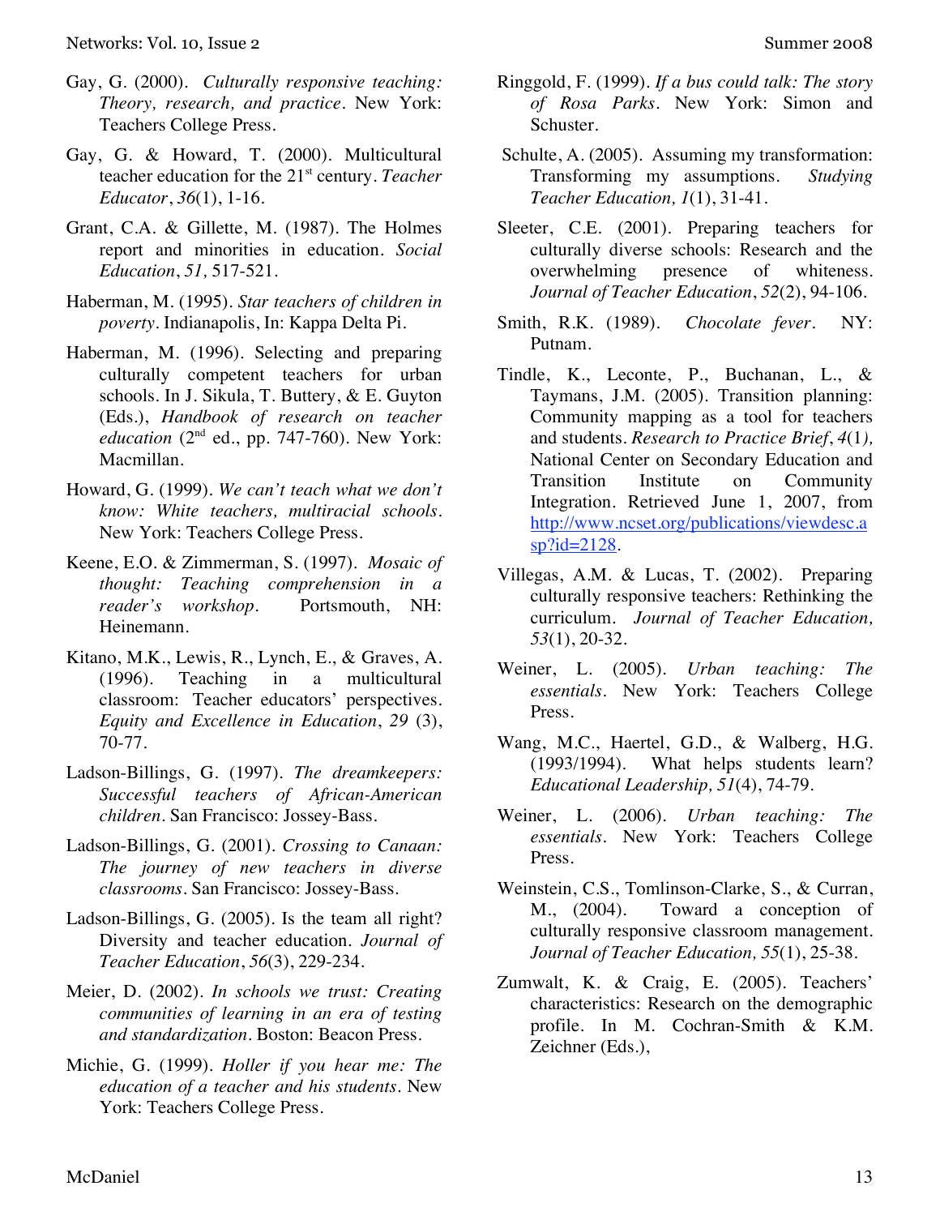Gay, G. (2000). *Culturally responsive teaching: Theory, research, and practice*. New York: Teachers College Press.

Gay, G. & Howard, T. (2000). Multicultural teacher education for the 21st century. *Teacher Educator*, *36*(1), 1-16.

Grant, C.A. & Gillette, M. (1987). The Holmes report and minorities in education. *Social Education*, *51,* 517-521.

Haberman, M. (1995). *Star teachers of children in poverty*. Indianapolis, In: Kappa Delta Pi.

Haberman, M. (1996). Selecting and preparing culturally competent teachers for urban schools. In J. Sikula, T. Buttery, & E. Guyton (Eds.), *Handbook of research on teacher education* (2nd ed., pp. 747-760). New York: Macmillan.

Howard, G. (1999). *We can't teach what we don't know: White teachers, multiracial schools*. New York: Teachers College Press.

Keene, E.O. & Zimmerman, S. (1997). *Mosaic of thought: Teaching comprehension in a reader's workshop*. Portsmouth, NH: Heinemann.

Kitano, M.K., Lewis, R., Lynch, E., & Graves, A. (1996). Teaching in a multicultural classroom: Teacher educators' perspectives. *Equity and Excellence in Education*, *29* (3), 70-77.

Ladson-Billings, G. (1997). *The dreamkeepers: Successful teachers of African-American children*. San Francisco: Jossey-Bass.

Ladson-Billings, G. (2001). *Crossing to Canaan: The journey of new teachers in diverse classrooms*. San Francisco: Jossey-Bass.

Ladson-Billings, G. (2005). Is the team all right? Diversity and teacher education. *Journal of Teacher Education*, *56*(3), 229-234.

Meier, D. (2002). *In schools we trust: Creating communities of learning in an era of testing and standardization*. Boston: Beacon Press.

Michie, G. (1999). *Holler if you hear me: The education of a teacher and his students*. New York: Teachers College Press.

Ringgold, F. (1999). *If a bus could talk: The story of Rosa Parks*. New York: Simon and Schuster.

Schulte, A. (2005). Assuming my transformation: Transforming my assumptions. *Studying Teacher Education, 1*(1), 31-41.

Sleeter, C.E. (2001). Preparing teachers for culturally diverse schools: Research and the overwhelming presence of whiteness. *Journal of Teacher Education*, *52*(2), 94-106.

Smith, R.K. (1989). *Chocolate fever*. NY: Putnam.

Tindle, K., Leconte, P., Buchanan, L., & Taymans, J.M. (2005). Transition planning: Community mapping as a tool for teachers and students. *Research to Practice Brief*, *4*(1), National Center on Secondary Education and Transition Institute on Community Integration. Retrieved June 1, 2007, from http://www.ncset.org/publications/viewdesc.asp?id=2128.

Villegas, A.M. & Lucas, T. (2002). Preparing culturally responsive teachers: Rethinking the curriculum. *Journal of Teacher Education, 53*(1), 20-32.

Weiner, L. (2005). *Urban teaching: The essentials*. New York: Teachers College Press.

Wang, M.C., Haertel, G.D., & Walberg, H.G. (1993/1994). What helps students learn? *Educational Leadership, 51*(4), 74-79.

Weiner, L. (2006). *Urban teaching: The essentials*. New York: Teachers College Press.

Weinstein, C.S., Tomlinson-Clarke, S., & Curran, M., (2004). Toward a conception of culturally responsive classroom management. *Journal of Teacher Education, 55*(1), 25-38.

Zumwalt, K. & Craig, E. (2005). Teachers' characteristics: Research on the demographic profile. In M. Cochran-Smith & K.M. Zeichner (Eds.),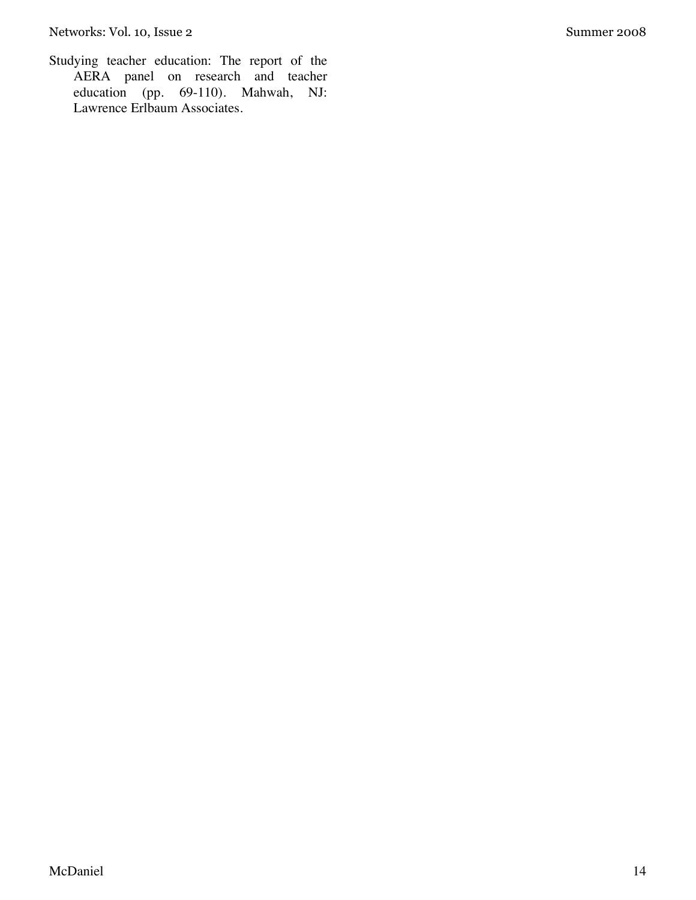Studying teacher education: The report of the AERA panel on research and teacher education (pp. 69-110). Mahwah, NJ: Lawrence Erlbaum Associates.